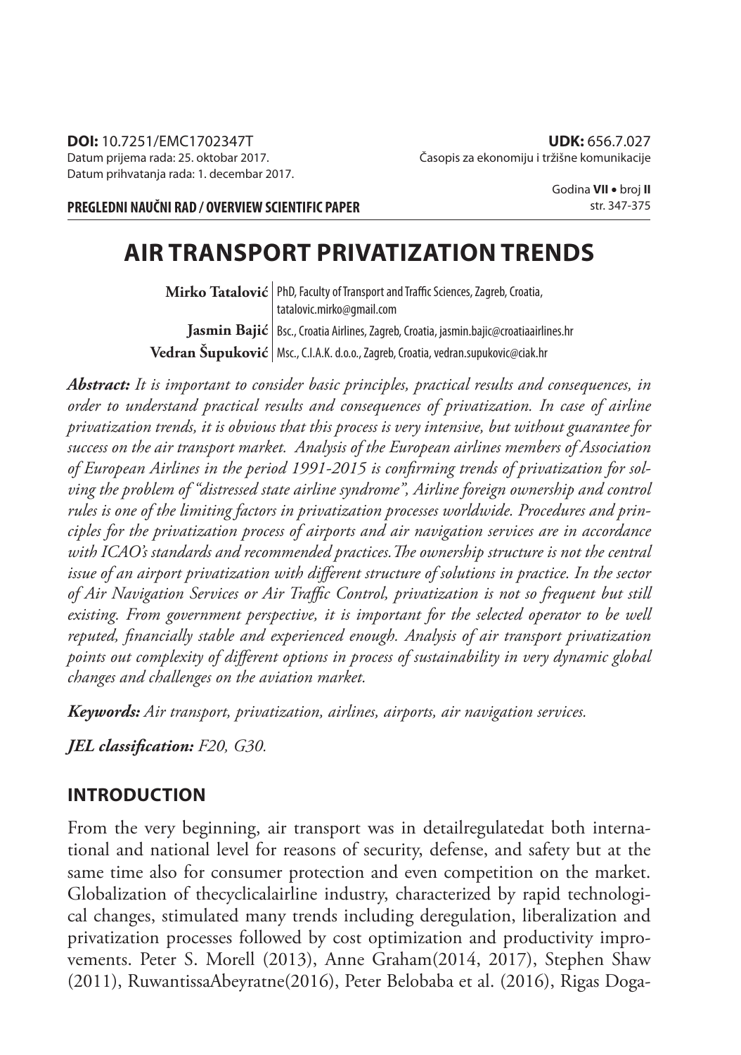**DOI:** 10.7251/EMC1702347T
Datum prijema rada: 25. oktobar 2017.
Datum prihvatanja rada: 1. decembar 2017.

**UDK:** 656.7.027
Časopis za ekonomiju i tržišne komunikacije

Godina **VII** • broj **II**
str. 347-375

**PREGLEDNI NAUČNI RAD / OVERVIEW SCIENTIFIC PAPER**

# AIR TRANSPORT PRIVATIZATION TRENDS

**Mirko Tatalović** | PhD, Faculty of Transport and Traffic Sciences, Zagreb, Croatia, tatalovic.mirko@gmail.com

**Jasmin Bajić** | Bsc., Croatia Airlines, Zagreb, Croatia, jasmin.bajic@croatiaairlines.hr

**Vedran Šupuković** | Msc., C.I.A.K. d.o.o., Zagreb, Croatia, vedran.supukovic@ciak.hr

***Abstract:*** *It is important to consider basic principles, practical results and consequences, in order to understand practical results and consequences of privatization. In case of airline privatization trends, it is obvious that this process is very intensive, but without guarantee for success on the air transport market. Analysis of the European airlines members of Association of European Airlines in the period 1991-2015 is confirming trends of privatization for solving the problem of "distressed state airline syndrome", Airline foreign ownership and control rules is one of the limiting factors in privatization processes worldwide. Procedures and principles for the privatization process of airports and air navigation services are in accordance with ICAO's standards and recommended practices.The ownership structure is not the central issue of an airport privatization with different structure of solutions in practice. In the sector of Air Navigation Services or Air Traffic Control, privatization is not so frequent but still existing. From government perspective, it is important for the selected operator to be well reputed, financially stable and experienced enough. Analysis of air transport privatization points out complexity of different options in process of sustainability in very dynamic global changes and challenges on the aviation market.*

***Keywords:*** *Air transport, privatization, airlines, airports, air navigation services.*

***JEL classification:*** *F20, G30.*

## INTRODUCTION

From the very beginning, air transport was in detailregulatedat both international and national level for reasons of security, defense, and safety but at the same time also for consumer protection and even competition on the market. Globalization of thecyclicalairline industry, characterized by rapid technological changes, stimulated many trends including deregulation, liberalization and privatization processes followed by cost optimization and productivity improvements. Peter S. Morell (2013), Anne Graham(2014, 2017), Stephen Shaw (2011), RuwantissaAbeyratne(2016), Peter Belobaba et al. (2016), Rigas Doga-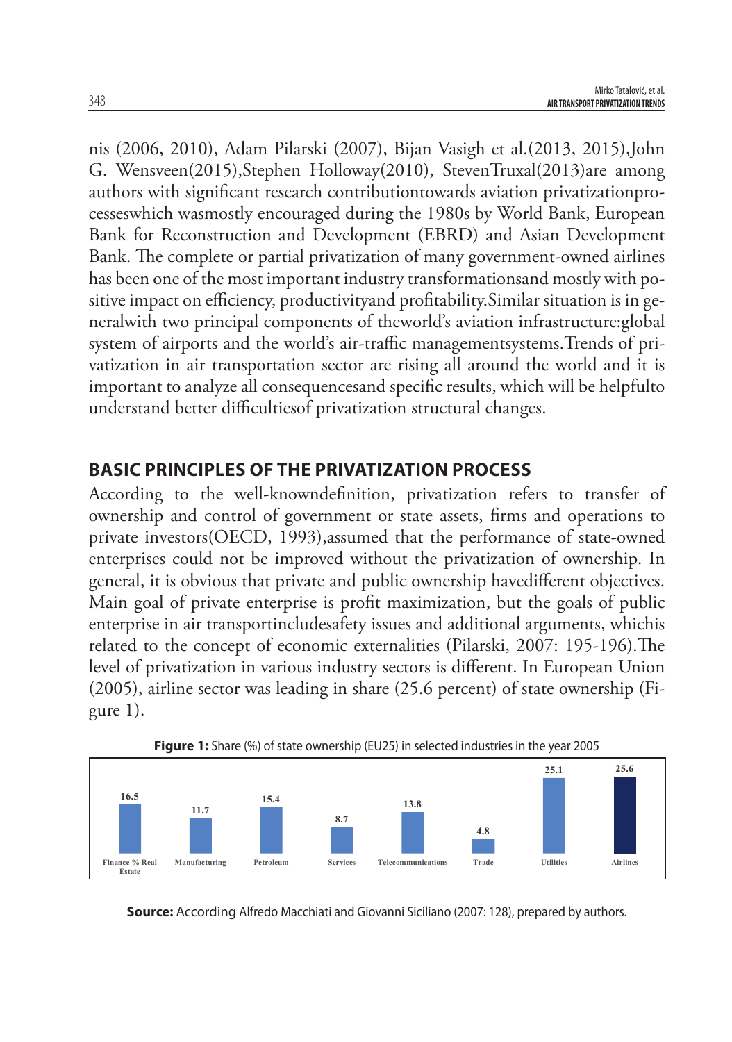nis (2006, 2010), Adam Pilarski (2007), Bijan Vasigh et al.(2013, 2015),John G. Wensveen(2015),Stephen Holloway(2010), StevenTruxal(2013)are among authors with significant research contributiontowards aviation privatizationprocesseswhich wasmostly encouraged during the 1980s by World Bank, European Bank for Reconstruction and Development (EBRD) and Asian Development Bank. The complete or partial privatization of many government-owned airlines has been one of the most important industry transformationsand mostly with positive impact on efficiency, productivityand profitability.Similar situation is in generalwith two principal components of theworld's aviation infrastructure:global system of airports and the world's air-traffic managementsystems.Trends of privatization in air transportation sector are rising all around the world and it is important to analyze all consequencesand specific results, which will be helpfulto understand better difficultiesof privatization structural changes.

## BASIC PRINCIPLES OF THE PRIVATIZATION PROCESS

According to the well-knowndefinition, privatization refers to transfer of ownership and control of government or state assets, firms and operations to private investors(OECD, 1993),assumed that the performance of state-owned enterprises could not be improved without the privatization of ownership. In general, it is obvious that private and public ownership havedifferent objectives. Main goal of private enterprise is profit maximization, but the goals of public enterprise in air transportincludesafety issues and additional arguments, whichis related to the concept of economic externalities (Pilarski, 2007: 195-196).The level of privatization in various industry sectors is different. In European Union (2005), airline sector was leading in share (25.6 percent) of state ownership (Figure 1).

**Figure 1:** Share (%) of state ownership (EU25) in selected industries in the year 2005

| Finance % Real Estate | Manufacturing | Petroleum | Services | Telecommunications | Trade | Utilities | Airlines |
|---|---|---|---|---|---|---|---|
| 16.5 | 11.7 | 15.4 | 8.7 | 13.8 | 4.8 | 25.1 | 25.6 |

**Source:** According Alfredo Macchiati and Giovanni Siciliano (2007: 128), prepared by authors.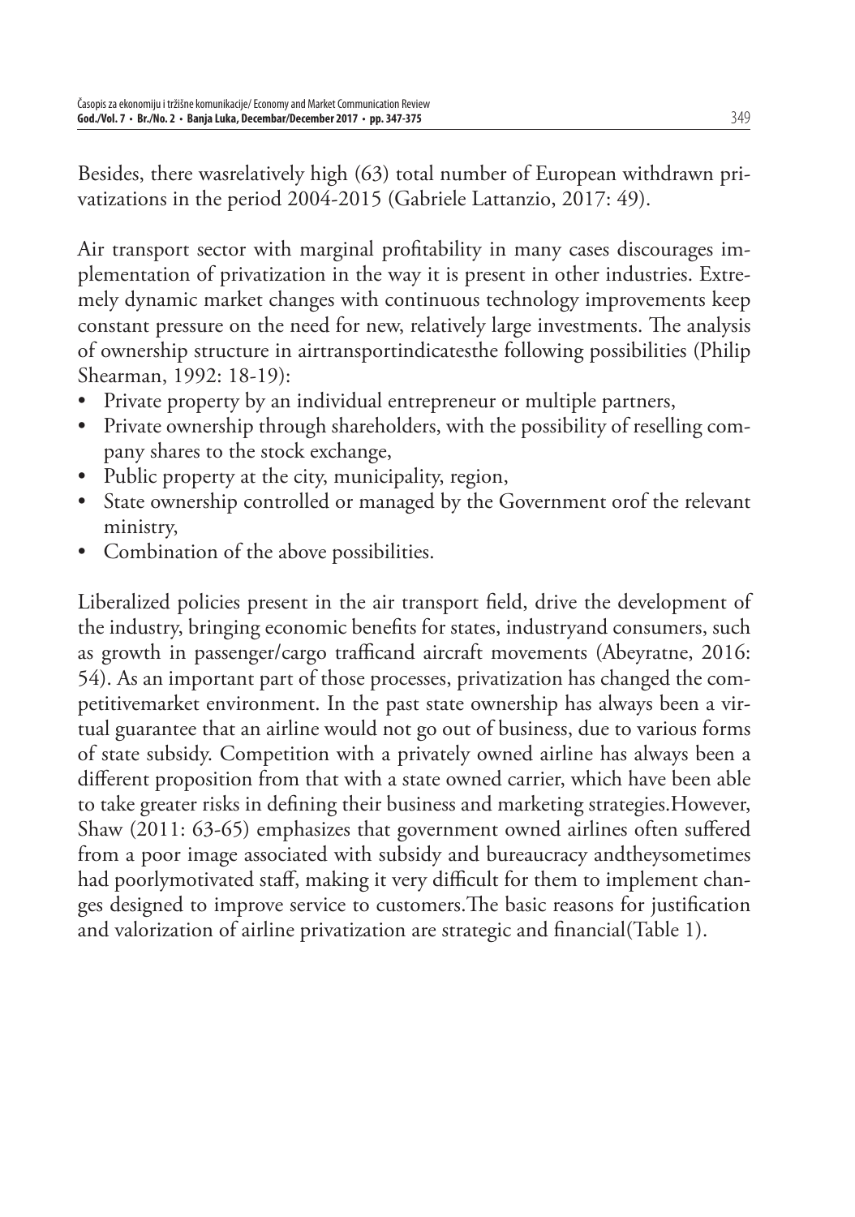Besides, there wasrelatively high (63) total number of European withdrawn privatizations in the period 2004-2015 (Gabriele Lattanzio, 2017: 49).

Air transport sector with marginal profitability in many cases discourages implementation of privatization in the way it is present in other industries. Extremely dynamic market changes with continuous technology improvements keep constant pressure on the need for new, relatively large investments. The analysis of ownership structure in airtransportindicatesthe following possibilities (Philip Shearman, 1992: 18-19):

- Private property by an individual entrepreneur or multiple partners,
- Private ownership through shareholders, with the possibility of reselling company shares to the stock exchange,
- Public property at the city, municipality, region,
- State ownership controlled or managed by the Government orof the relevant ministry,
- Combination of the above possibilities.

Liberalized policies present in the air transport field, drive the development of the industry, bringing economic benefits for states, industryand consumers, such as growth in passenger/cargo trafficand aircraft movements (Abeyratne, 2016: 54). As an important part of those processes, privatization has changed the competitivemarket environment. In the past state ownership has always been a virtual guarantee that an airline would not go out of business, due to various forms of state subsidy. Competition with a privately owned airline has always been a different proposition from that with a state owned carrier, which have been able to take greater risks in defining their business and marketing strategies.However, Shaw (2011: 63-65) emphasizes that government owned airlines often suffered from a poor image associated with subsidy and bureaucracy andtheysometimes had poorlymotivated staff, making it very difficult for them to implement changes designed to improve service to customers.The basic reasons for justification and valorization of airline privatization are strategic and financial(Table 1).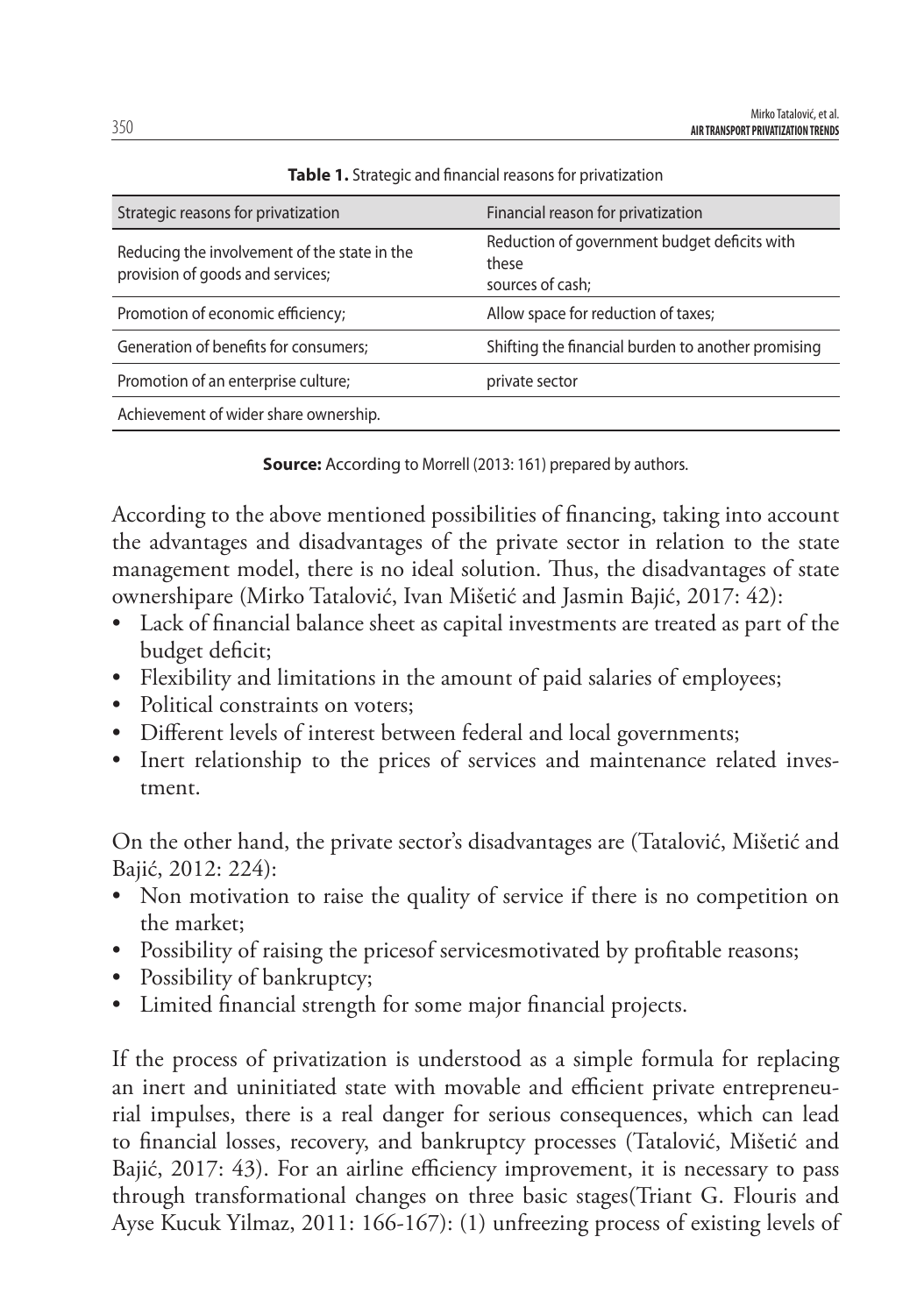**Table 1.** Strategic and financial reasons for privatization

| Strategic reasons for privatization | Financial reason for privatization |
|---|---|
| Reducing the involvement of the state in the provision of goods and services; | Reduction of government budget deficits with these sources of cash; |
| Promotion of economic efficiency; | Allow space for reduction of taxes; |
| Generation of benefits for consumers; | Shifting the financial burden to another promising |
| Promotion of an enterprise culture; | private sector |
| Achievement of wider share ownership. | |

**Source:** According to Morrell (2013: 161) prepared by authors.

According to the above mentioned possibilities of financing, taking into account the advantages and disadvantages of the private sector in relation to the state management model, there is no ideal solution. Thus, the disadvantages of state ownershipare (Mirko Tatalović, Ivan Mišetić and Jasmin Bajić, 2017: 42):

- Lack of financial balance sheet as capital investments are treated as part of the budget deficit;
- Flexibility and limitations in the amount of paid salaries of employees;
- Political constraints on voters;
- Different levels of interest between federal and local governments;
- Inert relationship to the prices of services and maintenance related investment.

On the other hand, the private sector's disadvantages are (Tatalović, Mišetić and Bajić, 2012: 224):

- Non motivation to raise the quality of service if there is no competition on the market;
- Possibility of raising the pricesof servicesmotivated by profitable reasons;
- Possibility of bankruptcy;
- Limited financial strength for some major financial projects.

If the process of privatization is understood as a simple formula for replacing an inert and uninitiated state with movable and efficient private entrepreneurial impulses, there is a real danger for serious consequences, which can lead to financial losses, recovery, and bankruptcy processes (Tatalović, Mišetić and Bajić, 2017: 43). For an airline efficiency improvement, it is necessary to pass through transformational changes on three basic stages(Triant G. Flouris and Ayse Kucuk Yilmaz, 2011: 166-167): (1) unfreezing process of existing levels of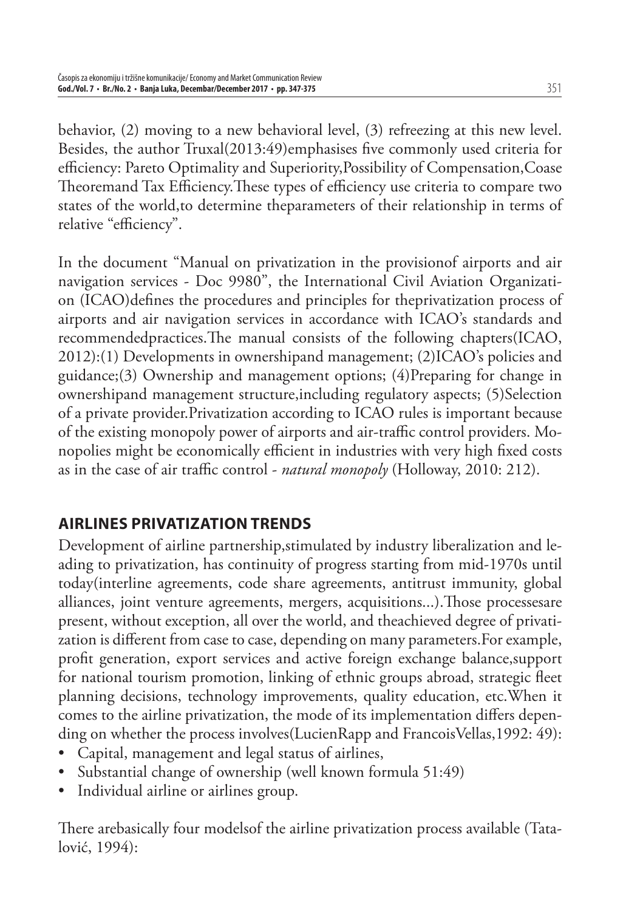behavior, (2) moving to a new behavioral level, (3) refreezing at this new level. Besides, the author Truxal(2013:49)emphasises five commonly used criteria for efficiency: Pareto Optimality and Superiority,Possibility of Compensation,Coase Theoremand Tax Efficiency.These types of efficiency use criteria to compare two states of the world,to determine theparameters of their relationship in terms of relative "efficiency".

In the document "Manual on privatization in the provisionof airports and air navigation services - Doc 9980", the International Civil Aviation Organization (ICAO)defines the procedures and principles for theprivatization process of airports and air navigation services in accordance with ICAO's standards and recommendedpractices.The manual consists of the following chapters(ICAO, 2012):(1) Developments in ownershipand management; (2)ICAO's policies and guidance;(3) Ownership and management options; (4)Preparing for change in ownershipand management structure,including regulatory aspects; (5)Selection of a private provider.Privatization according to ICAO rules is important because of the existing monopoly power of airports and air-traffic control providers. Monopolies might be economically efficient in industries with very high fixed costs as in the case of air traffic control - *natural monopoly* (Holloway, 2010: 212).

## AIRLINES PRIVATIZATION TRENDS

Development of airline partnership,stimulated by industry liberalization and leading to privatization, has continuity of progress starting from mid-1970s until today(interline agreements, code share agreements, antitrust immunity, global alliances, joint venture agreements, mergers, acquisitions...).Those processesare present, without exception, all over the world, and theachieved degree of privatization is different from case to case, depending on many parameters.For example, profit generation, export services and active foreign exchange balance,support for national tourism promotion, linking of ethnic groups abroad, strategic fleet planning decisions, technology improvements, quality education, etc.When it comes to the airline privatization, the mode of its implementation differs depending on whether the process involves(LucienRapp and FrancoisVellas,1992: 49):

- Capital, management and legal status of airlines,
- Substantial change of ownership (well known formula 51:49)
- Individual airline or airlines group.

There arebasically four modelsof the airline privatization process available (Tatalović, 1994):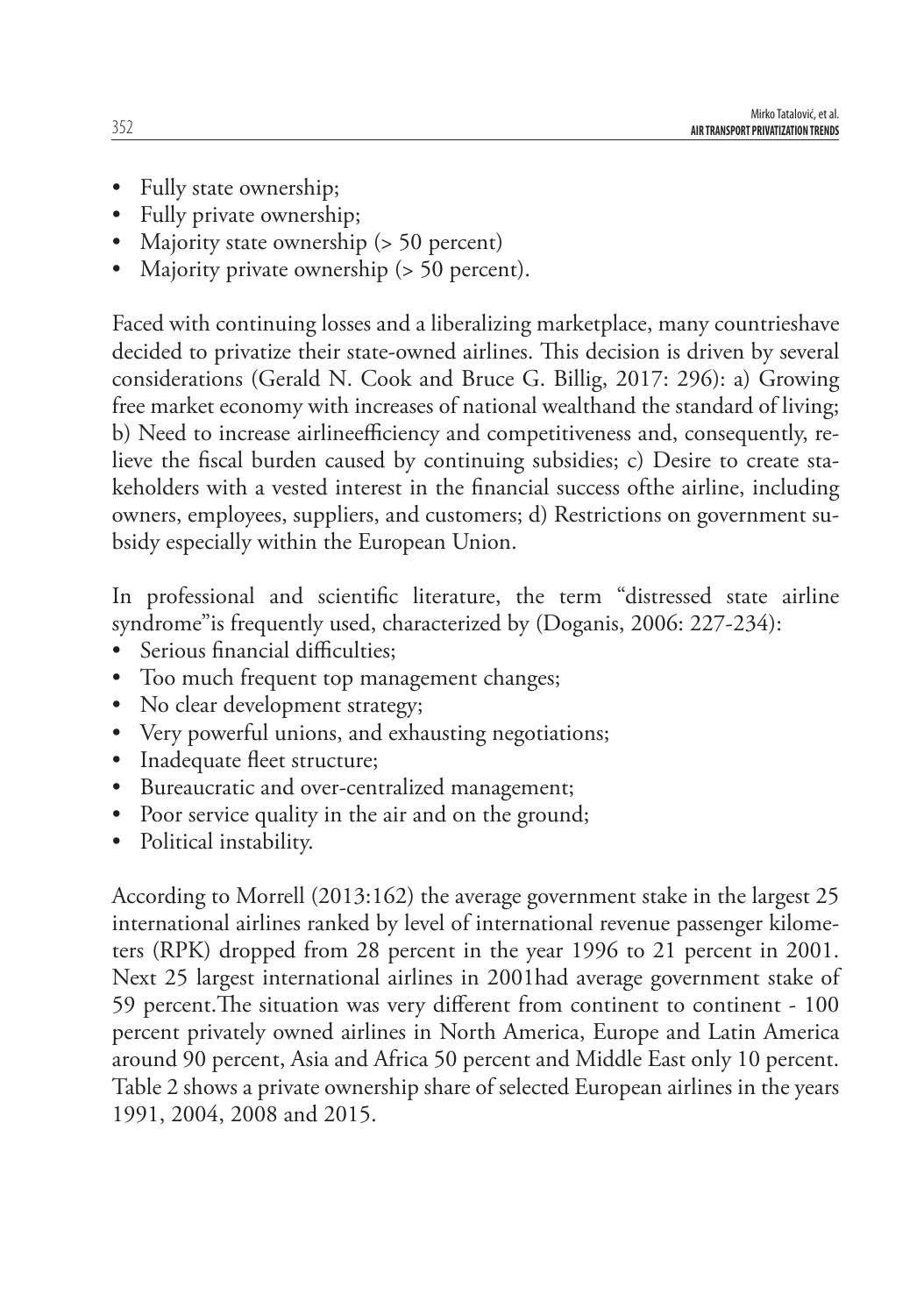- Fully state ownership;
- Fully private ownership;
- Majority state ownership (> 50 percent)
- Majority private ownership (> 50 percent).

Faced with continuing losses and a liberalizing marketplace, many countrieshave decided to privatize their state-owned airlines. This decision is driven by several considerations (Gerald N. Cook and Bruce G. Billig, 2017: 296): a) Growing free market economy with increases of national wealthand the standard of living; b) Need to increase airlineefficiency and competitiveness and, consequently, relieve the fiscal burden caused by continuing subsidies; c) Desire to create stakeholders with a vested interest in the financial success ofthe airline, including owners, employees, suppliers, and customers; d) Restrictions on government subsidy especially within the European Union.

In professional and scientific literature, the term "distressed state airline syndrome"is frequently used, characterized by (Doganis, 2006: 227-234):

- Serious financial difficulties;
- Too much frequent top management changes;
- No clear development strategy;
- Very powerful unions, and exhausting negotiations;
- Inadequate fleet structure;
- Bureaucratic and over-centralized management;
- Poor service quality in the air and on the ground;
- Political instability.

According to Morrell (2013:162) the average government stake in the largest 25 international airlines ranked by level of international revenue passenger kilometers (RPK) dropped from 28 percent in the year 1996 to 21 percent in 2001. Next 25 largest international airlines in 2001had average government stake of 59 percent.The situation was very different from continent to continent - 100 percent privately owned airlines in North America, Europe and Latin America around 90 percent, Asia and Africa 50 percent and Middle East only 10 percent. Table 2 shows a private ownership share of selected European airlines in the years 1991, 2004, 2008 and 2015.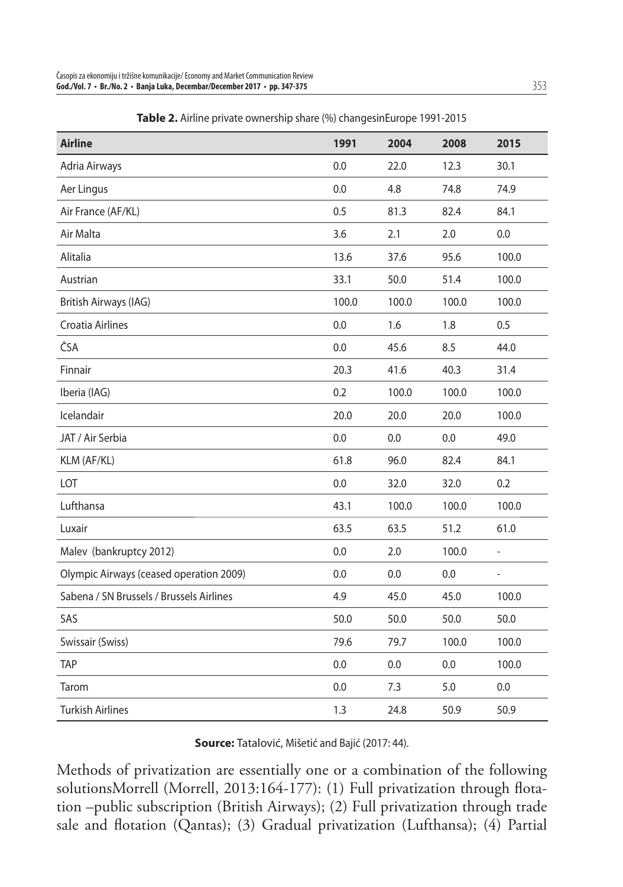**Table 2.** Airline private ownership share (%) changesinEurope 1991-2015

| Airline | 1991 | 2004 | 2008 | 2015 |
|---|---|---|---|---|
| Adria Airways | 0.0 | 22.0 | 12.3 | 30.1 |
| Aer Lingus | 0.0 | 4.8 | 74.8 | 74.9 |
| Air France (AF/KL) | 0.5 | 81.3 | 82.4 | 84.1 |
| Air Malta | 3.6 | 2.1 | 2.0 | 0.0 |
| Alitalia | 13.6 | 37.6 | 95.6 | 100.0 |
| Austrian | 33.1 | 50.0 | 51.4 | 100.0 |
| British Airways (IAG) | 100.0 | 100.0 | 100.0 | 100.0 |
| Croatia Airlines | 0.0 | 1.6 | 1.8 | 0.5 |
| ČSA | 0.0 | 45.6 | 8.5 | 44.0 |
| Finnair | 20.3 | 41.6 | 40.3 | 31.4 |
| Iberia (IAG) | 0.2 | 100.0 | 100.0 | 100.0 |
| Icelandair | 20.0 | 20.0 | 20.0 | 100.0 |
| JAT / Air Serbia | 0.0 | 0.0 | 0.0 | 49.0 |
| KLM (AF/KL) | 61.8 | 96.0 | 82.4 | 84.1 |
| LOT | 0.0 | 32.0 | 32.0 | 0.2 |
| Lufthansa | 43.1 | 100.0 | 100.0 | 100.0 |
| Luxair | 63.5 | 63.5 | 51.2 | 61.0 |
| Malev (bankruptcy 2012) | 0.0 | 2.0 | 100.0 | - |
| Olympic Airways (ceased operation 2009) | 0.0 | 0.0 | 0.0 | - |
| Sabena / SN Brussels / Brussels Airlines | 4.9 | 45.0 | 45.0 | 100.0 |
| SAS | 50.0 | 50.0 | 50.0 | 50.0 |
| Swissair (Swiss) | 79.6 | 79.7 | 100.0 | 100.0 |
| TAP | 0.0 | 0.0 | 0.0 | 100.0 |
| Tarom | 0.0 | 7.3 | 5.0 | 0.0 |
| Turkish Airlines | 1.3 | 24.8 | 50.9 | 50.9 |

**Source:** Tatalović, Mišetić and Bajić (2017: 44).

Methods of privatization are essentially one or a combination of the following solutionsMorrell (Morrell, 2013:164-177): (1) Full privatization through flotation –public subscription (British Airways); (2) Full privatization through trade sale and flotation (Qantas); (3) Gradual privatization (Lufthansa); (4) Partial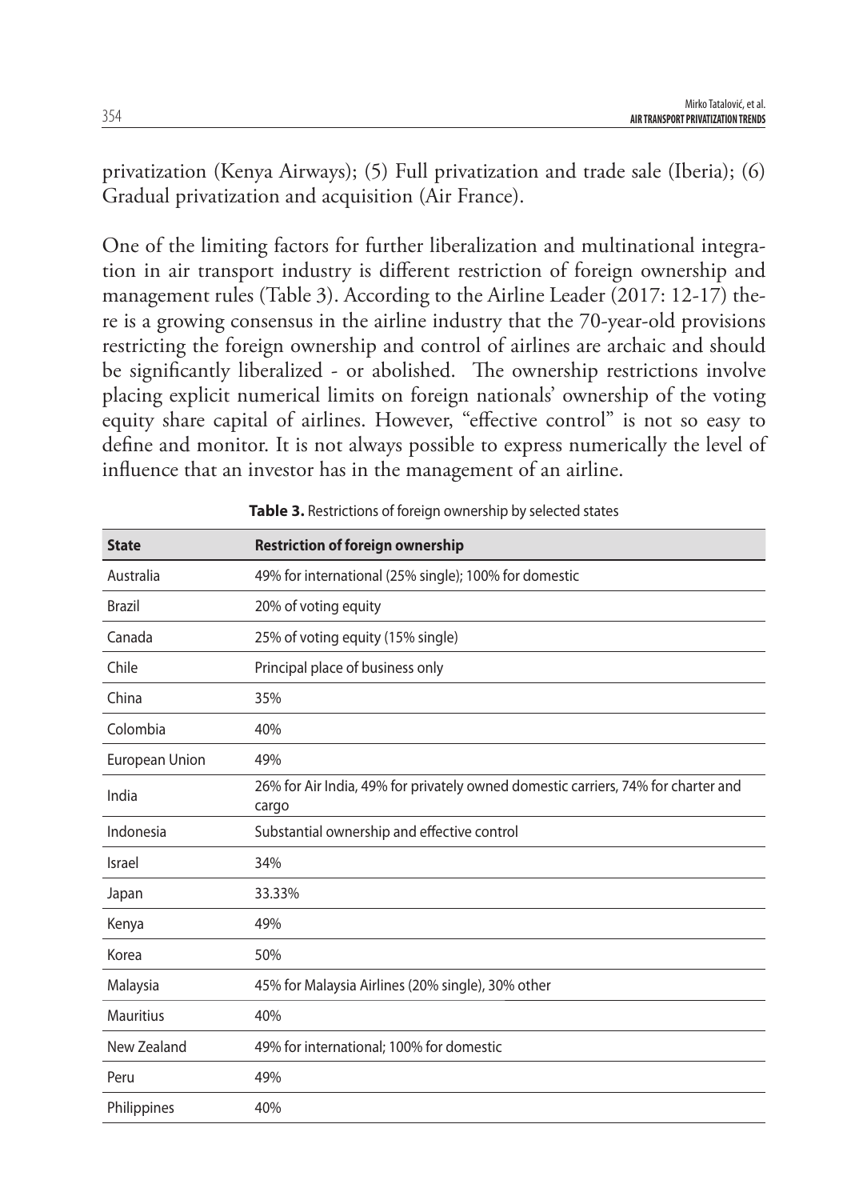privatization (Kenya Airways); (5) Full privatization and trade sale (Iberia); (6) Gradual privatization and acquisition (Air France).

One of the limiting factors for further liberalization and multinational integration in air transport industry is different restriction of foreign ownership and management rules (Table 3). According to the Airline Leader (2017: 12-17) there is a growing consensus in the airline industry that the 70-year-old provisions restricting the foreign ownership and control of airlines are archaic and should be significantly liberalized - or abolished. The ownership restrictions involve placing explicit numerical limits on foreign nationals' ownership of the voting equity share capital of airlines. However, "effective control" is not so easy to define and monitor. It is not always possible to express numerically the level of influence that an investor has in the management of an airline.

**Table 3.** Restrictions of foreign ownership by selected states

| State | Restriction of foreign ownership |
|---|---|
| Australia | 49% for international (25% single); 100% for domestic |
| Brazil | 20% of voting equity |
| Canada | 25% of voting equity (15% single) |
| Chile | Principal place of business only |
| China | 35% |
| Colombia | 40% |
| European Union | 49% |
| India | 26% for Air India, 49% for privately owned domestic carriers, 74% for charter and cargo |
| Indonesia | Substantial ownership and effective control |
| Israel | 34% |
| Japan | 33.33% |
| Kenya | 49% |
| Korea | 50% |
| Malaysia | 45% for Malaysia Airlines (20% single), 30% other |
| Mauritius | 40% |
| New Zealand | 49% for international; 100% for domestic |
| Peru | 49% |
| Philippines | 40% |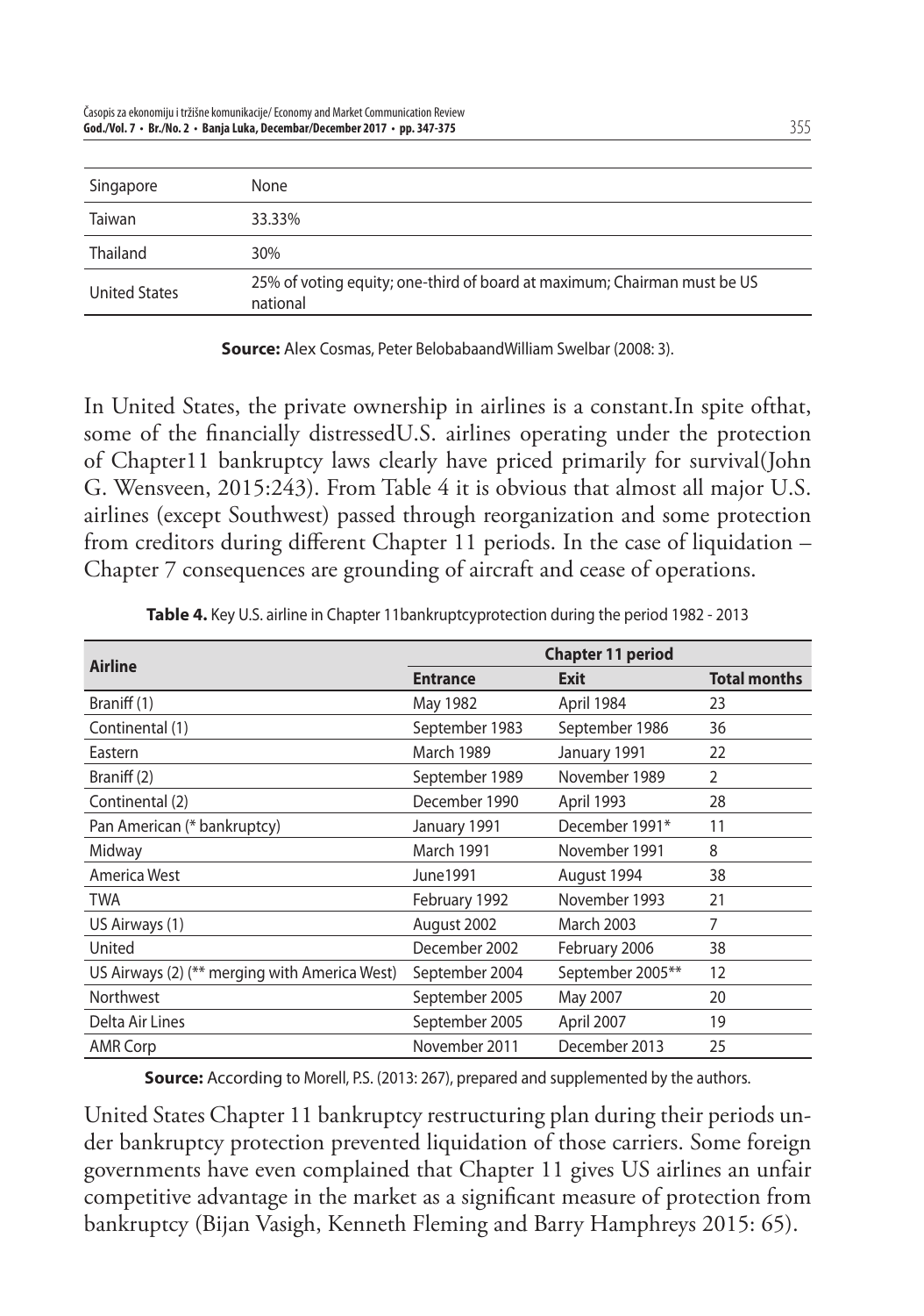| Singapore | None |
|---|---|
| Taiwan | 33.33% |
| Thailand | 30% |
| United States | 25% of voting equity; one-third of board at maximum; Chairman must be US national |

**Source:** Alex Cosmas, Peter BelobabaandWilliam Swelbar (2008: 3).

In United States, the private ownership in airlines is a constant.In spite ofthat, some of the financially distressedU.S. airlines operating under the protection of Chapter11 bankruptcy laws clearly have priced primarily for survival(John G. Wensveen, 2015:243). From Table 4 it is obvious that almost all major U.S. airlines (except Southwest) passed through reorganization and some protection from creditors during different Chapter 11 periods. In the case of liquidation – Chapter 7 consequences are grounding of aircraft and cease of operations.

**Table 4.** Key U.S. airline in Chapter 11bankruptcyprotection during the period 1982 - 2013

| Airline | Chapter 11 period | | |
|---|---|---|---|
| | **Entrance** | **Exit** | **Total months** |
| Braniff (1) | May 1982 | April 1984 | 23 |
| Continental (1) | September 1983 | September 1986 | 36 |
| Eastern | March 1989 | January 1991 | 22 |
| Braniff (2) | September 1989 | November 1989 | 2 |
| Continental (2) | December 1990 | April 1993 | 28 |
| Pan American (* bankruptcy) | January 1991 | December 1991* | 11 |
| Midway | March 1991 | November 1991 | 8 |
| America West | June1991 | August 1994 | 38 |
| TWA | February 1992 | November 1993 | 21 |
| US Airways (1) | August 2002 | March 2003 | 7 |
| United | December 2002 | February 2006 | 38 |
| US Airways (2) (** merging with America West) | September 2004 | September 2005** | 12 |
| Northwest | September 2005 | May 2007 | 20 |
| Delta Air Lines | September 2005 | April 2007 | 19 |
| AMR Corp | November 2011 | December 2013 | 25 |

**Source:** According to Morell, P.S. (2013: 267), prepared and supplemented by the authors.

United States Chapter 11 bankruptcy restructuring plan during their periods under bankruptcy protection prevented liquidation of those carriers. Some foreign governments have even complained that Chapter 11 gives US airlines an unfair competitive advantage in the market as a significant measure of protection from bankruptcy (Bijan Vasigh, Kenneth Fleming and Barry Hamphreys 2015: 65).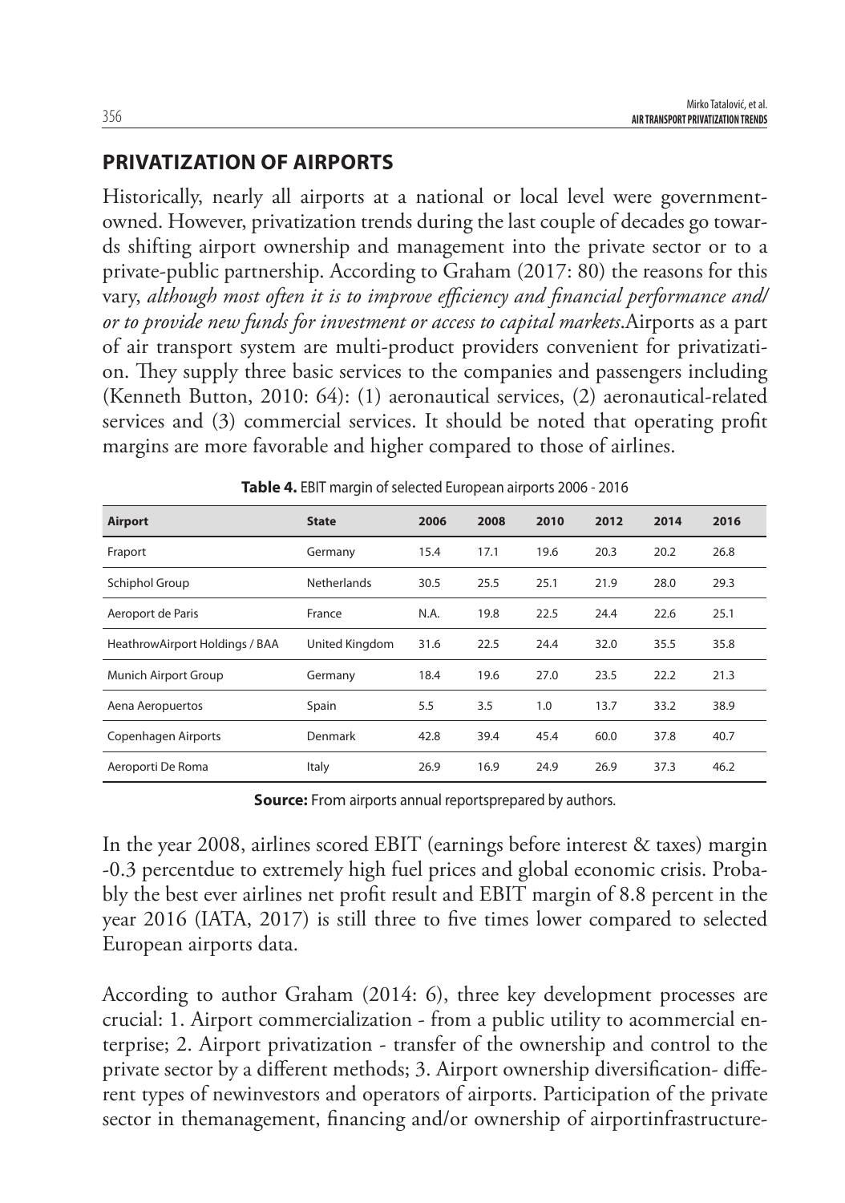## PRIVATIZATION OF AIRPORTS

Historically, nearly all airports at a national or local level were government-owned. However, privatization trends during the last couple of decades go towards shifting airport ownership and management into the private sector or to a private-public partnership. According to Graham (2017: 80) the reasons for this vary, *although most often it is to improve efficiency and financial performance and/or to provide new funds for investment or access to capital markets*.Airports as a part of air transport system are multi-product providers convenient for privatization. They supply three basic services to the companies and passengers including (Kenneth Button, 2010: 64): (1) aeronautical services, (2) aeronautical-related services and (3) commercial services. It should be noted that operating profit margins are more favorable and higher compared to those of airlines.

**Table 4.** EBIT margin of selected European airports 2006 - 2016

| Airport | State | 2006 | 2008 | 2010 | 2012 | 2014 | 2016 |
|---|---|---|---|---|---|---|---|
| Fraport | Germany | 15.4 | 17.1 | 19.6 | 20.3 | 20.2 | 26.8 |
| Schiphol Group | Netherlands | 30.5 | 25.5 | 25.1 | 21.9 | 28.0 | 29.3 |
| Aeroport de Paris | France | N.A. | 19.8 | 22.5 | 24.4 | 22.6 | 25.1 |
| HeathrowAirport Holdings / BAA | United Kingdom | 31.6 | 22.5 | 24.4 | 32.0 | 35.5 | 35.8 |
| Munich Airport Group | Germany | 18.4 | 19.6 | 27.0 | 23.5 | 22.2 | 21.3 |
| Aena Aeropuertos | Spain | 5.5 | 3.5 | 1.0 | 13.7 | 33.2 | 38.9 |
| Copenhagen Airports | Denmark | 42.8 | 39.4 | 45.4 | 60.0 | 37.8 | 40.7 |
| Aeroporti De Roma | Italy | 26.9 | 16.9 | 24.9 | 26.9 | 37.3 | 46.2 |

**Source:** From airports annual reportsprepared by authors.

In the year 2008, airlines scored EBIT (earnings before interest & taxes) margin -0.3 percentdue to extremely high fuel prices and global economic crisis. Probably the best ever airlines net profit result and EBIT margin of 8.8 percent in the year 2016 (IATA, 2017) is still three to five times lower compared to selected European airports data.

According to author Graham (2014: 6), three key development processes are crucial: 1. Airport commercialization - from a public utility to acommercial enterprise; 2. Airport privatization - transfer of the ownership and control to the private sector by a different methods; 3. Airport ownership diversification- different types of newinvestors and operators of airports. Participation of the private sector in themanagement, financing and/or ownership of airportinfrastructure-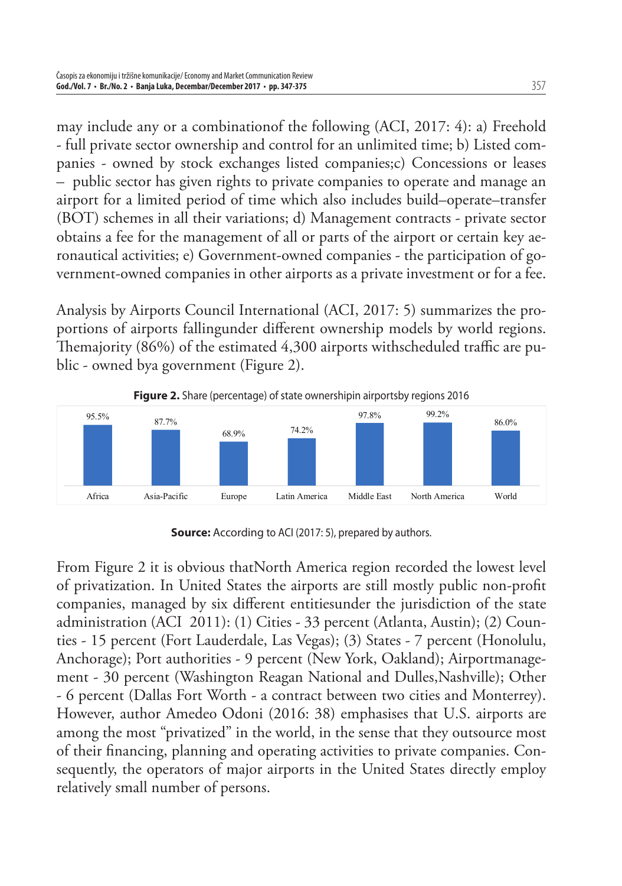may include any or a combinationof the following (ACI, 2017: 4): a) Freehold - full private sector ownership and control for an unlimited time; b) Listed companies - owned by stock exchanges listed companies;c) Concessions or leases – public sector has given rights to private companies to operate and manage an airport for a limited period of time which also includes build–operate–transfer (BOT) schemes in all their variations; d) Management contracts - private sector obtains a fee for the management of all or parts of the airport or certain key aeronautical activities; e) Government-owned companies - the participation of government-owned companies in other airports as a private investment or for a fee.

Analysis by Airports Council International (ACI, 2017: 5) summarizes the proportions of airports fallingunder different ownership models by world regions. Themajority (86%) of the estimated 4,300 airports withscheduled traffic are public - owned bya government (Figure 2).

**Figure 2.** Share (percentage) of state ownershipin airportsby regions 2016

| Africa | Asia-Pacific | Europe | Latin America | Middle East | North America | World |
|---|---|---|---|---|---|---|
| 95.5% | 87.7% | 68.9% | 74.2% | 97.8% | 99.2% | 86.0% |

**Source:** According to ACI (2017: 5), prepared by authors.

From Figure 2 it is obvious thatNorth America region recorded the lowest level of privatization. In United States the airports are still mostly public non-profit companies, managed by six different entitiesunder the jurisdiction of the state administration (ACI 2011): (1) Cities - 33 percent (Atlanta, Austin); (2) Counties - 15 percent (Fort Lauderdale, Las Vegas); (3) States - 7 percent (Honolulu, Anchorage); Port authorities - 9 percent (New York, Oakland); Airportmanagement - 30 percent (Washington Reagan National and Dulles,Nashville); Other - 6 percent (Dallas Fort Worth - a contract between two cities and Monterrey). However, author Amedeo Odoni (2016: 38) emphasises that U.S. airports are among the most "privatized" in the world, in the sense that they outsource most of their financing, planning and operating activities to private companies. Consequently, the operators of major airports in the United States directly employ relatively small number of persons.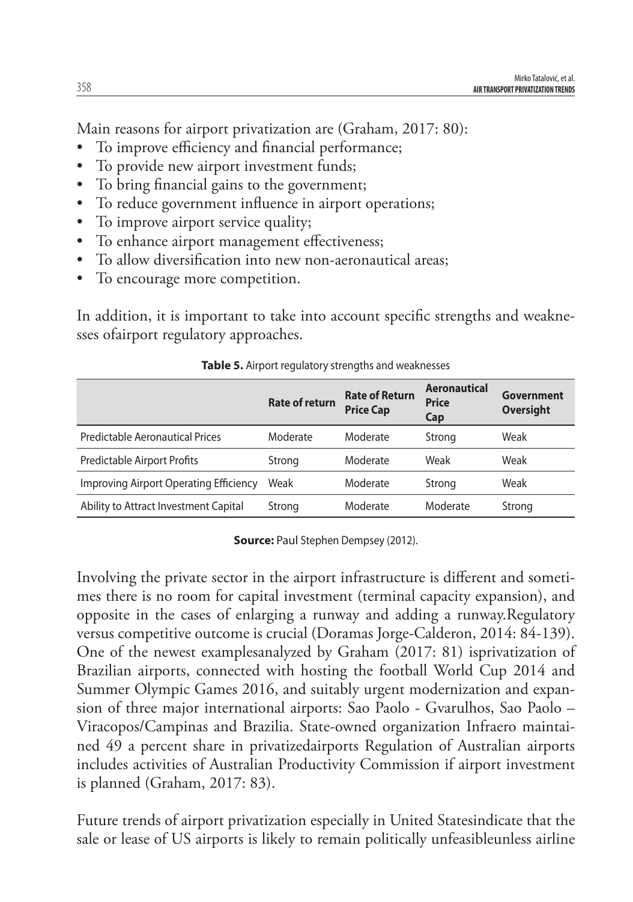Main reasons for airport privatization are (Graham, 2017: 80):

- To improve efficiency and financial performance;
- To provide new airport investment funds;
- To bring financial gains to the government;
- To reduce government influence in airport operations;
- To improve airport service quality;
- To enhance airport management effectiveness;
- To allow diversification into new non-aeronautical areas;
- To encourage more competition.

In addition, it is important to take into account specific strengths and weaknesses ofairport regulatory approaches.

**Table 5.** Airport regulatory strengths and weaknesses

| | Rate of return | Rate of Return Price Cap | Aeronautical Price Cap | Government Oversight |
|---|---|---|---|---|
| Predictable Aeronautical Prices | Moderate | Moderate | Strong | Weak |
| Predictable Airport Profits | Strong | Moderate | Weak | Weak |
| Improving Airport Operating Efficiency | Weak | Moderate | Strong | Weak |
| Ability to Attract Investment Capital | Strong | Moderate | Moderate | Strong |

**Source:** Paul Stephen Dempsey (2012).

Involving the private sector in the airport infrastructure is different and sometimes there is no room for capital investment (terminal capacity expansion), and opposite in the cases of enlarging a runway and adding a runway.Regulatory versus competitive outcome is crucial (Doramas Jorge-Calderon, 2014: 84-139). One of the newest examplesanalyzed by Graham (2017: 81) isprivatization of Brazilian airports, connected with hosting the football World Cup 2014 and Summer Olympic Games 2016, and suitably urgent modernization and expansion of three major international airports: Sao Paolo - Gvarulhos, Sao Paolo – Viracopos/Campinas and Brazilia. State-owned organization Infraero maintained 49 a percent share in privatizedairports Regulation of Australian airports includes activities of Australian Productivity Commission if airport investment is planned (Graham, 2017: 83).

Future trends of airport privatization especially in United Statesindicate that the sale or lease of US airports is likely to remain politically unfeasibleunless airline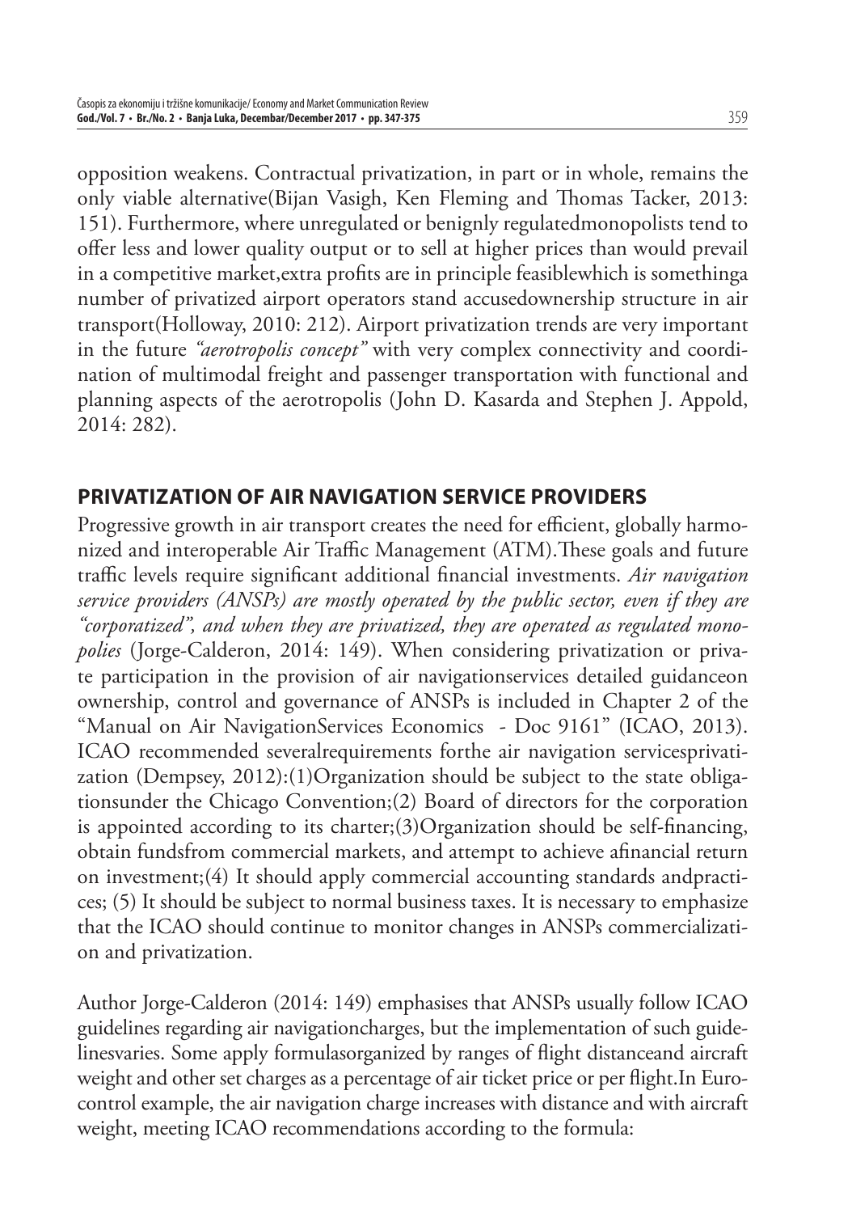opposition weakens. Contractual privatization, in part or in whole, remains the only viable alternative(Bijan Vasigh, Ken Fleming and Thomas Tacker, 2013: 151). Furthermore, where unregulated or benignly regulatedmonopolists tend to offer less and lower quality output or to sell at higher prices than would prevail in a competitive market,extra profits are in principle feasiblewhich is somethinga number of privatized airport operators stand accusedownership structure in air transport(Holloway, 2010: 212). Airport privatization trends are very important in the future *"aerotropolis concept"* with very complex connectivity and coordination of multimodal freight and passenger transportation with functional and planning aspects of the aerotropolis (John D. Kasarda and Stephen J. Appold, 2014: 282).

## PRIVATIZATION OF AIR NAVIGATION SERVICE PROVIDERS

Progressive growth in air transport creates the need for efficient, globally harmonized and interoperable Air Traffic Management (ATM).These goals and future traffic levels require significant additional financial investments. *Air navigation service providers (ANSPs) are mostly operated by the public sector, even if they are "corporatized", and when they are privatized, they are operated as regulated monopolies* (Jorge-Calderon, 2014: 149). When considering privatization or private participation in the provision of air navigationservices detailed guidanceon ownership, control and governance of ANSPs is included in Chapter 2 of the "Manual on Air NavigationServices Economics - Doc 9161" (ICAO, 2013). ICAO recommended severalrequirements forthe air navigation servicesprivatization (Dempsey, 2012):(1)Organization should be subject to the state obligationsunder the Chicago Convention;(2) Board of directors for the corporation is appointed according to its charter;(3)Organization should be self-financing, obtain fundsfrom commercial markets, and attempt to achieve afinancial return on investment;(4) It should apply commercial accounting standards andpractices; (5) It should be subject to normal business taxes. It is necessary to emphasize that the ICAO should continue to monitor changes in ANSPs commercialization and privatization.

Author Jorge-Calderon (2014: 149) emphasises that ANSPs usually follow ICAO guidelines regarding air navigationcharges, but the implementation of such guidelinesvaries. Some apply formulasorganized by ranges of flight distanceand aircraft weight and other set charges as a percentage of air ticket price or per flight.In Eurocontrol example, the air navigation charge increases with distance and with aircraft weight, meeting ICAO recommendations according to the formula: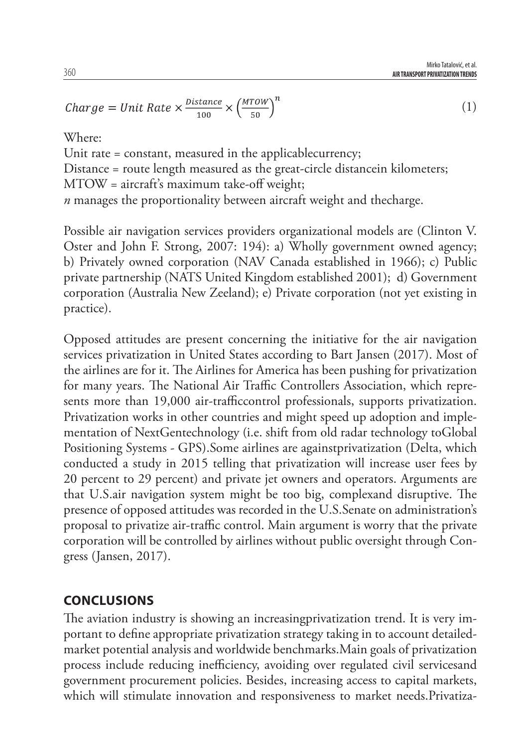$$Charge = Unit\ Rate \times \frac{Distance}{100} \times \left(\frac{MTOW}{50}\right)^n \quad (1)$$

Where:

Unit rate = constant, measured in the applicablecurrency;
Distance = route length measured as the great-circle distancein kilometers;
MTOW = aircraft's maximum take-off weight;
*n* manages the proportionality between aircraft weight and thecharge.

Possible air navigation services providers organizational models are (Clinton V. Oster and John F. Strong, 2007: 194): a) Wholly government owned agency; b) Privately owned corporation (NAV Canada established in 1966); c) Public private partnership (NATS United Kingdom established 2001); d) Government corporation (Australia New Zeeland); e) Private corporation (not yet existing in practice).

Opposed attitudes are present concerning the initiative for the air navigation services privatization in United States according to Bart Jansen (2017). Most of the airlines are for it. The Airlines for America has been pushing for privatization for many years. The National Air Traffic Controllers Association, which represents more than 19,000 air-trafficcontrol professionals, supports privatization. Privatization works in other countries and might speed up adoption and implementation of NextGentechnology (i.e. shift from old radar technology toGlobal Positioning Systems - GPS).Some airlines are againstprivatization (Delta, which conducted a study in 2015 telling that privatization will increase user fees by 20 percent to 29 percent) and private jet owners and operators. Arguments are that U.S.air navigation system might be too big, complexand disruptive. The presence of opposed attitudes was recorded in the U.S.Senate on administration's proposal to privatize air-traffic control. Main argument is worry that the private corporation will be controlled by airlines without public oversight through Congress (Jansen, 2017).

## CONCLUSIONS

The aviation industry is showing an increasingprivatization trend. It is very important to define appropriate privatization strategy taking in to account detailedmarket potential analysis and worldwide benchmarks.Main goals of privatization process include reducing inefficiency, avoiding over regulated civil servicesand government procurement policies. Besides, increasing access to capital markets, which will stimulate innovation and responsiveness to market needs.Privatiza-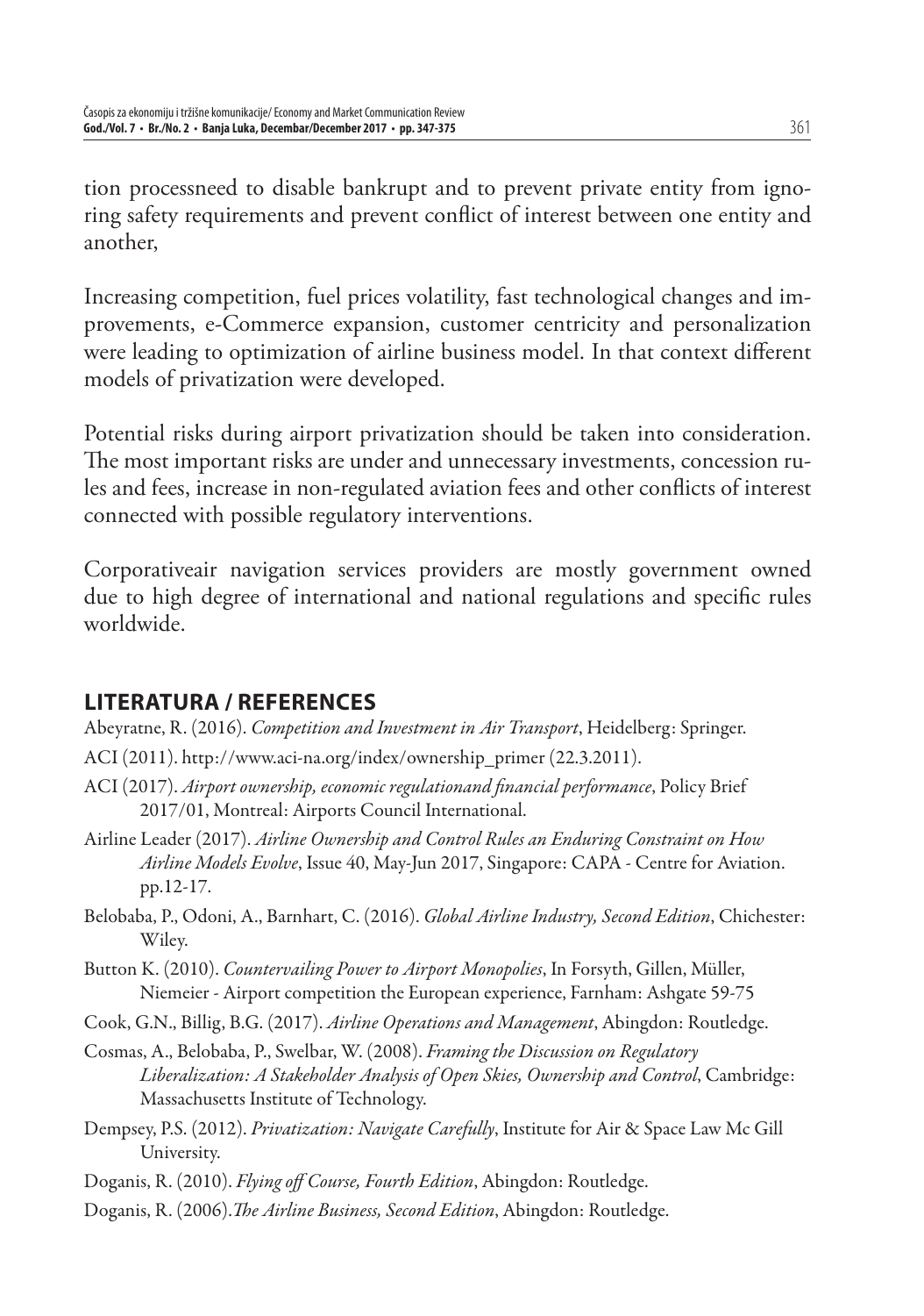tion processneed to disable bankrupt and to prevent private entity from ignoring safety requirements and prevent conflict of interest between one entity and another,

Increasing competition, fuel prices volatility, fast technological changes and improvements, e-Commerce expansion, customer centricity and personalization were leading to optimization of airline business model. In that context different models of privatization were developed.

Potential risks during airport privatization should be taken into consideration. The most important risks are under and unnecessary investments, concession rules and fees, increase in non-regulated aviation fees and other conflicts of interest connected with possible regulatory interventions.

Corporativeair navigation services providers are mostly government owned due to high degree of international and national regulations and specific rules worldwide.

## LITERATURA / REFERENCES

Abeyratne, R. (2016). *Competition and Investment in Air Transport*, Heidelberg: Springer.

ACI (2011). http://www.aci-na.org/index/ownership_primer (22.3.2011).

ACI (2017). *Airport ownership, economic regulationand financial performance*, Policy Brief 2017/01, Montreal: Airports Council International.

Airline Leader (2017). *Airline Ownership and Control Rules an Enduring Constraint on How Airline Models Evolve*, Issue 40, May-Jun 2017, Singapore: CAPA - Centre for Aviation. pp.12-17.

Belobaba, P., Odoni, A., Barnhart, C. (2016). *Global Airline Industry, Second Edition*, Chichester: Wiley.

Button K. (2010). *Countervailing Power to Airport Monopolies*, In Forsyth, Gillen, Müller, Niemeier - Airport competition the European experience, Farnham: Ashgate 59-75

Cook, G.N., Billig, B.G. (2017). *Airline Operations and Management*, Abingdon: Routledge.

Cosmas, A., Belobaba, P., Swelbar, W. (2008). *Framing the Discussion on Regulatory Liberalization: A Stakeholder Analysis of Open Skies, Ownership and Control*, Cambridge: Massachusetts Institute of Technology.

Dempsey, P.S. (2012). *Privatization: Navigate Carefully*, Institute for Air & Space Law Mc Gill University.

Doganis, R. (2010). *Flying off Course, Fourth Edition*, Abingdon: Routledge.

Doganis, R. (2006).*The Airline Business, Second Edition*, Abingdon: Routledge.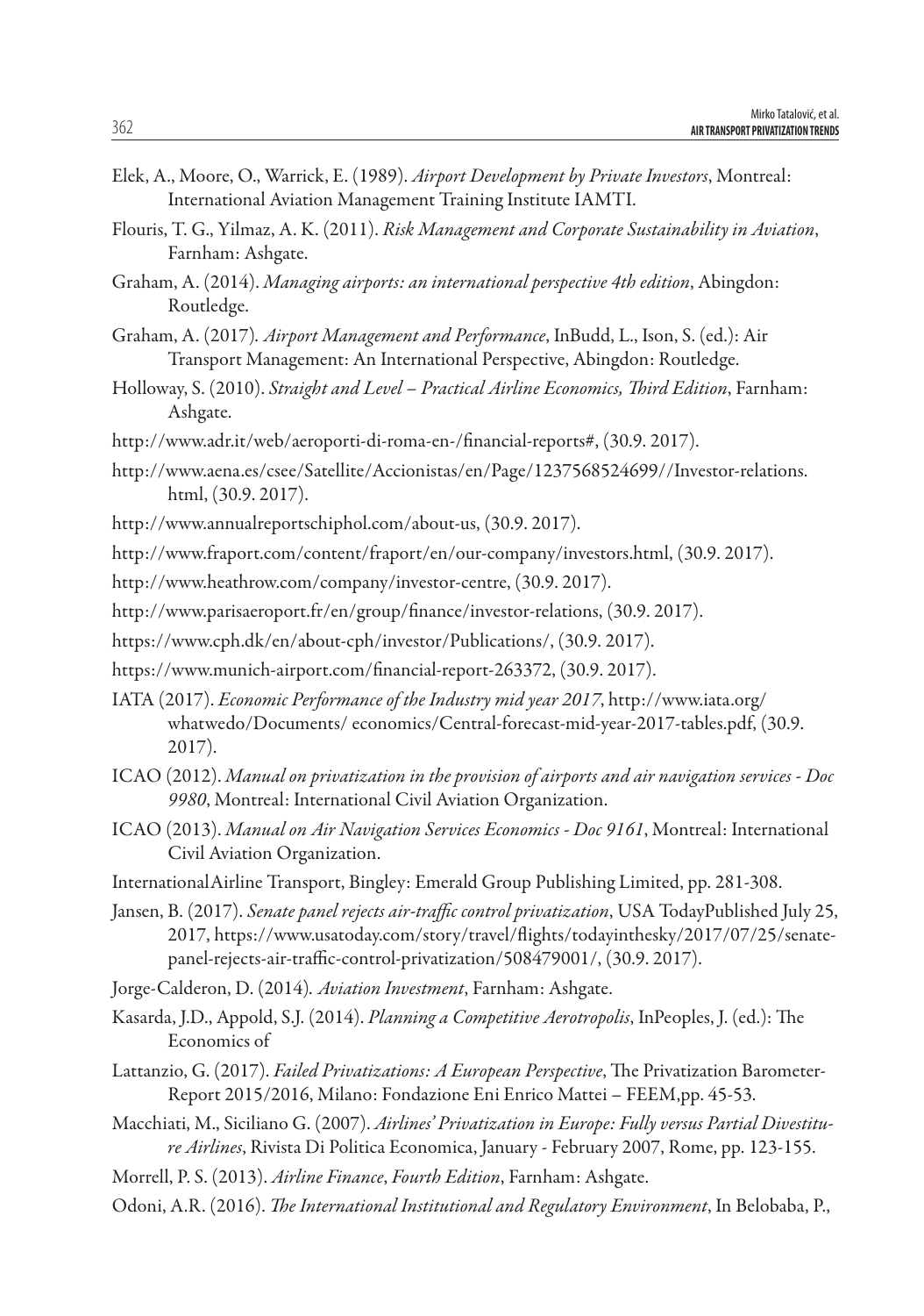Elek, A., Moore, O., Warrick, E. (1989). *Airport Development by Private Investors*, Montreal: International Aviation Management Training Institute IAMTI.

Flouris, T. G., Yilmaz, A. K. (2011). *Risk Management and Corporate Sustainability in Aviation*, Farnham: Ashgate.

Graham, A. (2014). *Managing airports: an international perspective 4th edition*, Abingdon: Routledge.

Graham, A. (2017). *Airport Management and Performance*, InBudd, L., Ison, S. (ed.): Air Transport Management: An International Perspective, Abingdon: Routledge.

Holloway, S. (2010). *Straight and Level – Practical Airline Economics, Third Edition*, Farnham: Ashgate.

http://www.adr.it/web/aeroporti-di-roma-en-/financial-reports#, (30.9. 2017).

http://www.aena.es/csee/Satellite/Accionistas/en/Page/1237568524699//Investor-relations.html, (30.9. 2017).

http://www.annualreportschiphol.com/about-us, (30.9. 2017).

http://www.fraport.com/content/fraport/en/our-company/investors.html, (30.9. 2017).

http://www.heathrow.com/company/investor-centre, (30.9. 2017).

http://www.parisaeroport.fr/en/group/finance/investor-relations, (30.9. 2017).

https://www.cph.dk/en/about-cph/investor/Publications/, (30.9. 2017).

https://www.munich-airport.com/financial-report-263372, (30.9. 2017).

IATA (2017). *Economic Performance of the Industry mid year 2017*, http://www.iata.org/whatwedo/Documents/ economics/Central-forecast-mid-year-2017-tables.pdf, (30.9. 2017).

ICAO (2012). *Manual on privatization in the provision of airports and air navigation services - Doc 9980*, Montreal: International Civil Aviation Organization.

ICAO (2013). *Manual on Air Navigation Services Economics - Doc 9161*, Montreal: International Civil Aviation Organization.

InternationalAirline Transport, Bingley: Emerald Group Publishing Limited, pp. 281-308.

Jansen, B. (2017). *Senate panel rejects air-traffic control privatization*, USA TodayPublished July 25, 2017, https://www.usatoday.com/story/travel/flights/todayinthesky/2017/07/25/senate-panel-rejects-air-traffic-control-privatization/508479001/, (30.9. 2017).

Jorge-Calderon, D. (2014). *Aviation Investment*, Farnham: Ashgate.

Kasarda, J.D., Appold, S.J. (2014). *Planning a Competitive Aerotropolis*, InPeoples, J. (ed.): The Economics of

Lattanzio, G. (2017). *Failed Privatizations: A European Perspective*, The Privatization Barometer-Report 2015/2016, Milano: Fondazione Eni Enrico Mattei – FEEM,pp. 45-53.

Macchiati, M., Siciliano G. (2007). *Airlines' Privatization in Europe: Fully versus Partial Divestiture Airlines*, Rivista Di Politica Economica, January - February 2007, Rome, pp. 123-155.

Morrell, P. S. (2013). *Airline Finance, Fourth Edition*, Farnham: Ashgate.

Odoni, A.R. (2016). *The International Institutional and Regulatory Environment*, In Belobaba, P.,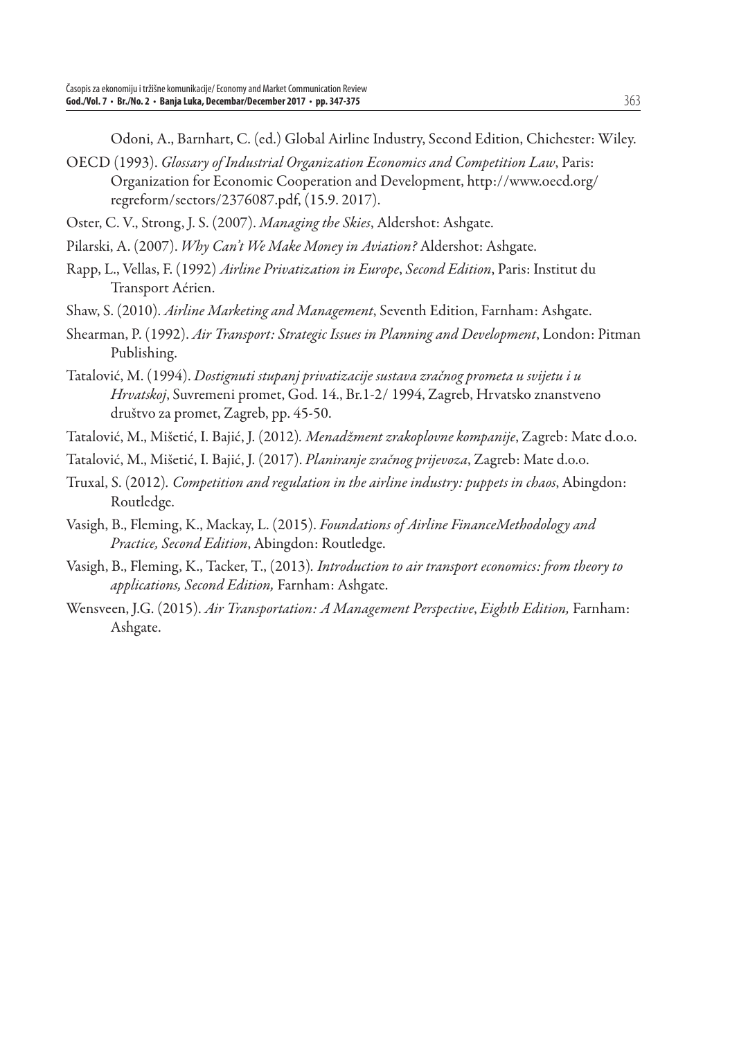Odoni, A., Barnhart, C. (ed.) Global Airline Industry, Second Edition, Chichester: Wiley.

OECD (1993). *Glossary of Industrial Organization Economics and Competition Law*, Paris: Organization for Economic Cooperation and Development, http://www.oecd.org/regreform/sectors/2376087.pdf, (15.9. 2017).

Oster, C. V., Strong, J. S. (2007). *Managing the Skies*, Aldershot: Ashgate.

Pilarski, A. (2007). *Why Can't We Make Money in Aviation?* Aldershot: Ashgate.

Rapp, L., Vellas, F. (1992) *Airline Privatization in Europe*, *Second Edition*, Paris: Institut du Transport Aérien.

Shaw, S. (2010). *Airline Marketing and Management*, Seventh Edition, Farnham: Ashgate.

Shearman, P. (1992). *Air Transport: Strategic Issues in Planning and Development*, London: Pitman Publishing.

Tatalović, M. (1994). *Dostignuti stupanj privatizacije sustava zračnog prometa u svijetu i u Hrvatskoj*, Suvremeni promet, God. 14., Br.1-2/ 1994, Zagreb, Hrvatsko znanstveno društvo za promet, Zagreb, pp. 45-50.

Tatalović, M., Mišetić, I. Bajić, J. (2012). *Menadžment zrakoplovne kompanije*, Zagreb: Mate d.o.o.

Tatalović, M., Mišetić, I. Bajić, J. (2017). *Planiranje zračnog prijevoza*, Zagreb: Mate d.o.o.

Truxal, S. (2012). *Competition and regulation in the airline industry: puppets in chaos*, Abingdon: Routledge.

Vasigh, B., Fleming, K., Mackay, L. (2015). *Foundations of Airline FinanceMethodology and Practice, Second Edition*, Abingdon: Routledge.

Vasigh, B., Fleming, K., Tacker, T., (2013). *Introduction to air transport economics: from theory to applications, Second Edition,* Farnham: Ashgate.

Wensveen, J.G. (2015). *Air Transportation: A Management Perspective*, *Eighth Edition,* Farnham: Ashgate.